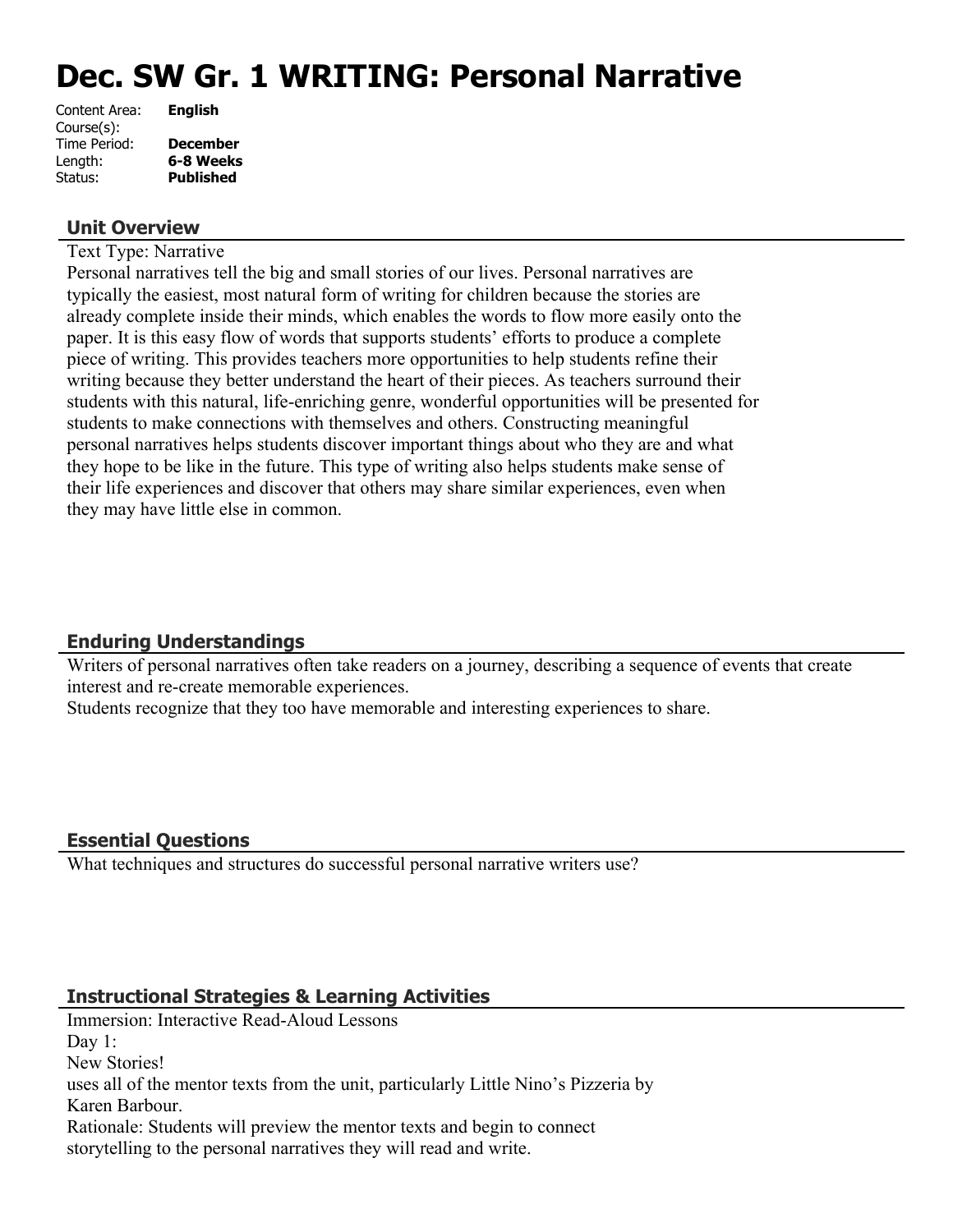# Dec. SW Gr. 1 WRITING: Personal Narrative

Content Area: **English**
Course(s):
Time Period: **December**
Length: **6-8 Weeks**
Status: **Published**

## Unit Overview

Text Type: Narrative

Personal narratives tell the big and small stories of our lives. Personal narratives are typically the easiest, most natural form of writing for children because the stories are already complete inside their minds, which enables the words to flow more easily onto the paper. It is this easy flow of words that supports students' efforts to produce a complete piece of writing. This provides teachers more opportunities to help students refine their writing because they better understand the heart of their pieces. As teachers surround their students with this natural, life-enriching genre, wonderful opportunities will be presented for students to make connections with themselves and others. Constructing meaningful personal narratives helps students discover important things about who they are and what they hope to be like in the future. This type of writing also helps students make sense of their life experiences and discover that others may share similar experiences, even when they may have little else in common.

## Enduring Understandings

Writers of personal narratives often take readers on a journey, describing a sequence of events that create interest and re-create memorable experiences.

Students recognize that they too have memorable and interesting experiences to share.

## Essential Questions

What techniques and structures do successful personal narrative writers use?

## Instructional Strategies & Learning Activities

Immersion: Interactive Read-Aloud Lessons

Day 1:

New Stories!

uses all of the mentor texts from the unit, particularly Little Nino's Pizzeria by Karen Barbour.

Rationale: Students will preview the mentor texts and begin to connect storytelling to the personal narratives they will read and write.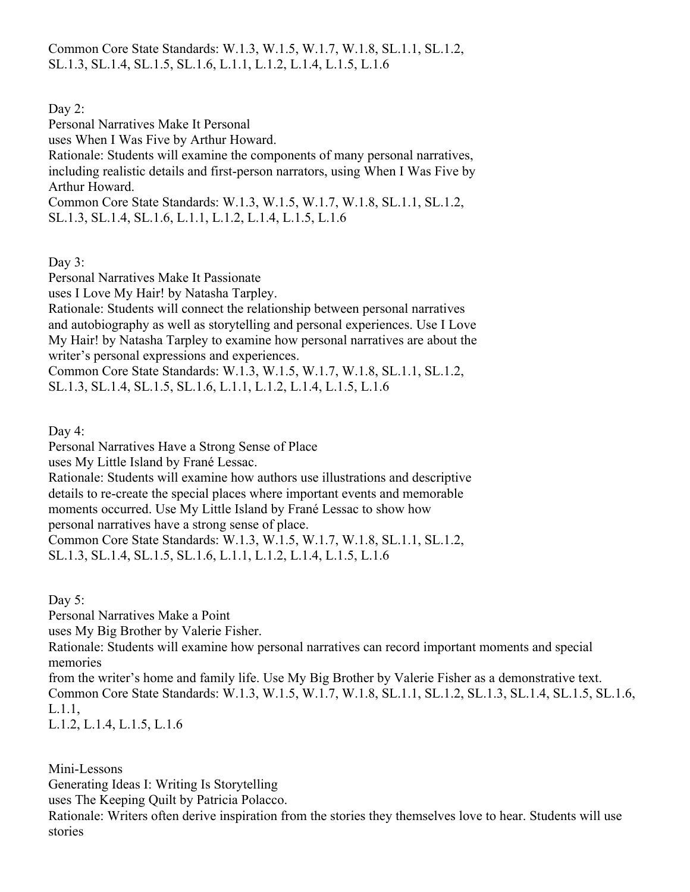Common Core State Standards: W.1.3, W.1.5, W.1.7, W.1.8, SL.1.1, SL.1.2, SL.1.3, SL.1.4, SL.1.5, SL.1.6, L.1.1, L.1.2, L.1.4, L.1.5, L.1.6

Day 2:
Personal Narratives Make It Personal
uses When I Was Five by Arthur Howard.
Rationale: Students will examine the components of many personal narratives, including realistic details and first-person narrators, using When I Was Five by Arthur Howard.
Common Core State Standards: W.1.3, W.1.5, W.1.7, W.1.8, SL.1.1, SL.1.2, SL.1.3, SL.1.4, SL.1.6, L.1.1, L.1.2, L.1.4, L.1.5, L.1.6

Day 3:
Personal Narratives Make It Passionate
uses I Love My Hair! by Natasha Tarpley.
Rationale: Students will connect the relationship between personal narratives and autobiography as well as storytelling and personal experiences. Use I Love My Hair! by Natasha Tarpley to examine how personal narratives are about the writer's personal expressions and experiences.
Common Core State Standards: W.1.3, W.1.5, W.1.7, W.1.8, SL.1.1, SL.1.2, SL.1.3, SL.1.4, SL.1.5, SL.1.6, L.1.1, L.1.2, L.1.4, L.1.5, L.1.6

Day 4:
Personal Narratives Have a Strong Sense of Place
uses My Little Island by Frané Lessac.
Rationale: Students will examine how authors use illustrations and descriptive details to re-create the special places where important events and memorable moments occurred. Use My Little Island by Frané Lessac to show how personal narratives have a strong sense of place.
Common Core State Standards: W.1.3, W.1.5, W.1.7, W.1.8, SL.1.1, SL.1.2, SL.1.3, SL.1.4, SL.1.5, SL.1.6, L.1.1, L.1.2, L.1.4, L.1.5, L.1.6

Day 5:
Personal Narratives Make a Point
uses My Big Brother by Valerie Fisher.
Rationale: Students will examine how personal narratives can record important moments and special memories
from the writer's home and family life. Use My Big Brother by Valerie Fisher as a demonstrative text.
Common Core State Standards: W.1.3, W.1.5, W.1.7, W.1.8, SL.1.1, SL.1.2, SL.1.3, SL.1.4, SL.1.5, SL.1.6, L.1.1,
L.1.2, L.1.4, L.1.5, L.1.6

Mini-Lessons
Generating Ideas I: Writing Is Storytelling
uses The Keeping Quilt by Patricia Polacco.
Rationale: Writers often derive inspiration from the stories they themselves love to hear. Students will use stories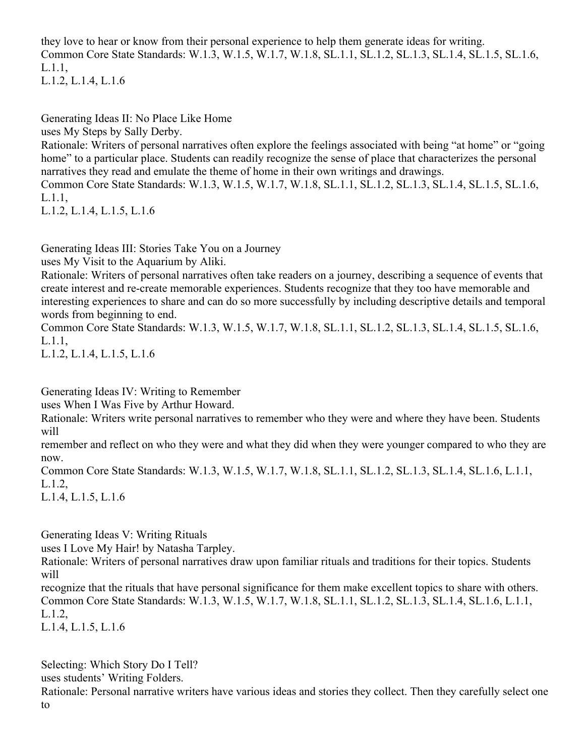they love to hear or know from their personal experience to help them generate ideas for writing.
Common Core State Standards: W.1.3, W.1.5, W.1.7, W.1.8, SL.1.1, SL.1.2, SL.1.3, SL.1.4, SL.1.5, SL.1.6, L.1.1,
L.1.2, L.1.4, L.1.6

Generating Ideas II: No Place Like Home
uses My Steps by Sally Derby.
Rationale: Writers of personal narratives often explore the feelings associated with being "at home" or "going home" to a particular place. Students can readily recognize the sense of place that characterizes the personal narratives they read and emulate the theme of home in their own writings and drawings.
Common Core State Standards: W.1.3, W.1.5, W.1.7, W.1.8, SL.1.1, SL.1.2, SL.1.3, SL.1.4, SL.1.5, SL.1.6, L.1.1,
L.1.2, L.1.4, L.1.5, L.1.6

Generating Ideas III: Stories Take You on a Journey
uses My Visit to the Aquarium by Aliki.
Rationale: Writers of personal narratives often take readers on a journey, describing a sequence of events that create interest and re-create memorable experiences. Students recognize that they too have memorable and interesting experiences to share and can do so more successfully by including descriptive details and temporal words from beginning to end.
Common Core State Standards: W.1.3, W.1.5, W.1.7, W.1.8, SL.1.1, SL.1.2, SL.1.3, SL.1.4, SL.1.5, SL.1.6, L.1.1,
L.1.2, L.1.4, L.1.5, L.1.6

Generating Ideas IV: Writing to Remember
uses When I Was Five by Arthur Howard.
Rationale: Writers write personal narratives to remember who they were and where they have been. Students will
remember and reflect on who they were and what they did when they were younger compared to who they are now.
Common Core State Standards: W.1.3, W.1.5, W.1.7, W.1.8, SL.1.1, SL.1.2, SL.1.3, SL.1.4, SL.1.6, L.1.1, L.1.2,
L.1.4, L.1.5, L.1.6

Generating Ideas V: Writing Rituals
uses I Love My Hair! by Natasha Tarpley.
Rationale: Writers of personal narratives draw upon familiar rituals and traditions for their topics. Students will
recognize that the rituals that have personal significance for them make excellent topics to share with others.
Common Core State Standards: W.1.3, W.1.5, W.1.7, W.1.8, SL.1.1, SL.1.2, SL.1.3, SL.1.4, SL.1.6, L.1.1, L.1.2,
L.1.4, L.1.5, L.1.6

Selecting: Which Story Do I Tell?
uses students' Writing Folders.
Rationale: Personal narrative writers have various ideas and stories they collect. Then they carefully select one to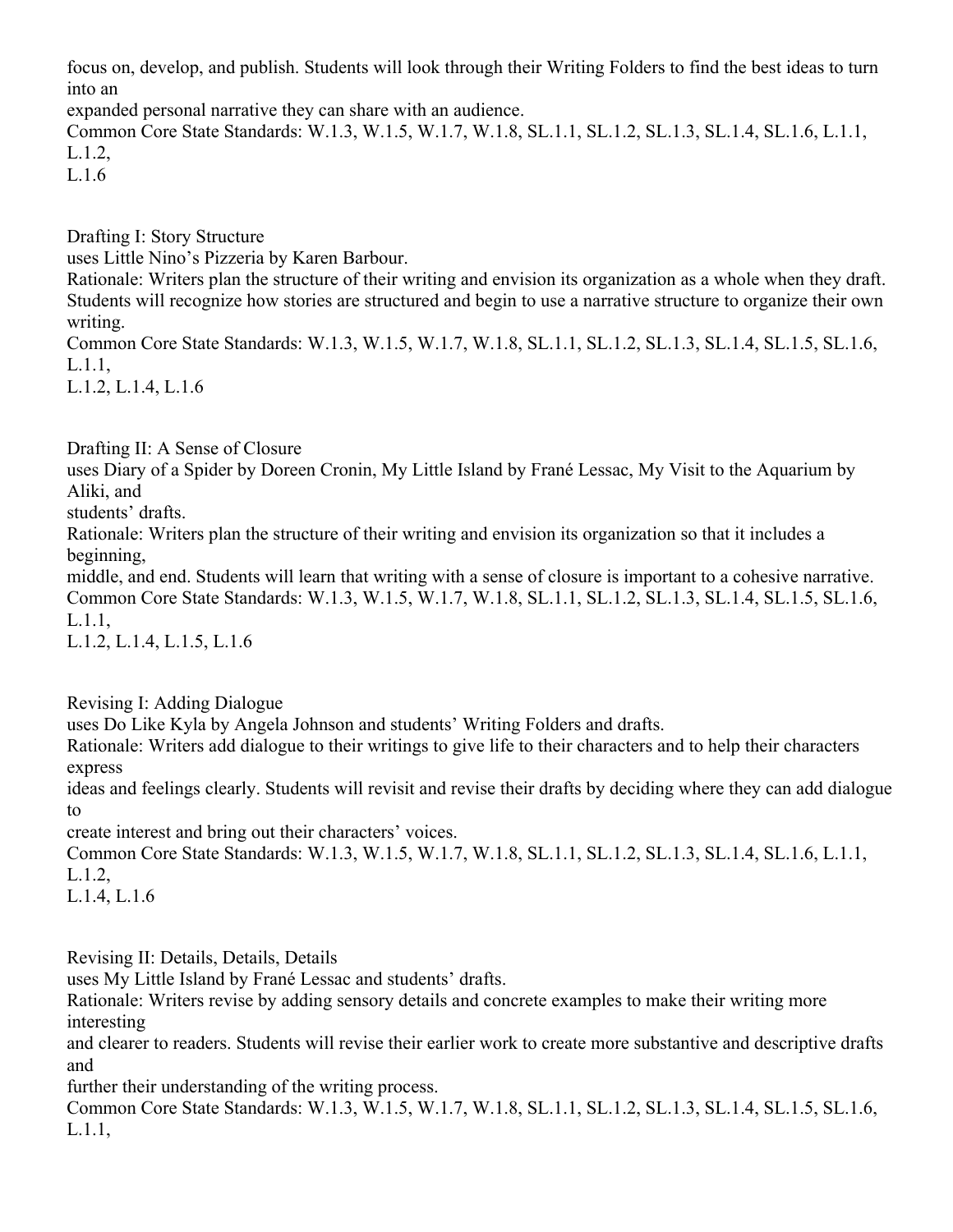focus on, develop, and publish. Students will look through their Writing Folders to find the best ideas to turn into an expanded personal narrative they can share with an audience.
Common Core State Standards: W.1.3, W.1.5, W.1.7, W.1.8, SL.1.1, SL.1.2, SL.1.3, SL.1.4, SL.1.6, L.1.1, L.1.2, L.1.6

Drafting I: Story Structure
uses Little Nino's Pizzeria by Karen Barbour.
Rationale: Writers plan the structure of their writing and envision its organization as a whole when they draft. Students will recognize how stories are structured and begin to use a narrative structure to organize their own writing.
Common Core State Standards: W.1.3, W.1.5, W.1.7, W.1.8, SL.1.1, SL.1.2, SL.1.3, SL.1.4, SL.1.5, SL.1.6, L.1.1, L.1.2, L.1.4, L.1.6

Drafting II: A Sense of Closure
uses Diary of a Spider by Doreen Cronin, My Little Island by Frané Lessac, My Visit to the Aquarium by Aliki, and students' drafts.
Rationale: Writers plan the structure of their writing and envision its organization so that it includes a beginning, middle, and end. Students will learn that writing with a sense of closure is important to a cohesive narrative.
Common Core State Standards: W.1.3, W.1.5, W.1.7, W.1.8, SL.1.1, SL.1.2, SL.1.3, SL.1.4, SL.1.5, SL.1.6, L.1.1, L.1.2, L.1.4, L.1.5, L.1.6

Revising I: Adding Dialogue
uses Do Like Kyla by Angela Johnson and students' Writing Folders and drafts.
Rationale: Writers add dialogue to their writings to give life to their characters and to help their characters express ideas and feelings clearly. Students will revisit and revise their drafts by deciding where they can add dialogue to create interest and bring out their characters' voices.
Common Core State Standards: W.1.3, W.1.5, W.1.7, W.1.8, SL.1.1, SL.1.2, SL.1.3, SL.1.4, SL.1.6, L.1.1, L.1.2, L.1.4, L.1.6

Revising II: Details, Details, Details
uses My Little Island by Frané Lessac and students' drafts.
Rationale: Writers revise by adding sensory details and concrete examples to make their writing more interesting and clearer to readers. Students will revise their earlier work to create more substantive and descriptive drafts and further their understanding of the writing process.
Common Core State Standards: W.1.3, W.1.5, W.1.7, W.1.8, SL.1.1, SL.1.2, SL.1.3, SL.1.4, SL.1.5, SL.1.6, L.1.1,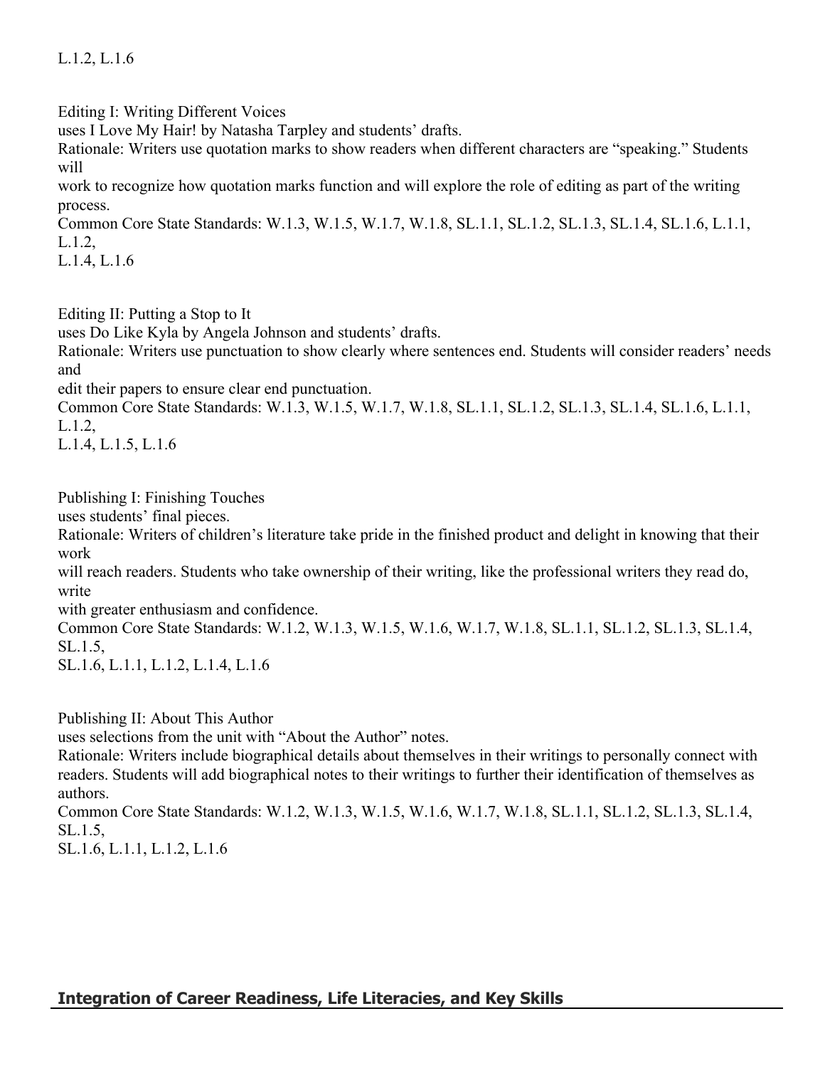L.1.2, L.1.6

Editing I: Writing Different Voices
uses I Love My Hair! by Natasha Tarpley and students' drafts.
Rationale: Writers use quotation marks to show readers when different characters are "speaking." Students will
work to recognize how quotation marks function and will explore the role of editing as part of the writing process.
Common Core State Standards: W.1.3, W.1.5, W.1.7, W.1.8, SL.1.1, SL.1.2, SL.1.3, SL.1.4, SL.1.6, L.1.1, L.1.2,
L.1.4, L.1.6

Editing II: Putting a Stop to It
uses Do Like Kyla by Angela Johnson and students' drafts.
Rationale: Writers use punctuation to show clearly where sentences end. Students will consider readers' needs and
edit their papers to ensure clear end punctuation.
Common Core State Standards: W.1.3, W.1.5, W.1.7, W.1.8, SL.1.1, SL.1.2, SL.1.3, SL.1.4, SL.1.6, L.1.1, L.1.2,
L.1.4, L.1.5, L.1.6

Publishing I: Finishing Touches
uses students' final pieces.
Rationale: Writers of children's literature take pride in the finished product and delight in knowing that their work
will reach readers. Students who take ownership of their writing, like the professional writers they read do, write
with greater enthusiasm and confidence.
Common Core State Standards: W.1.2, W.1.3, W.1.5, W.1.6, W.1.7, W.1.8, SL.1.1, SL.1.2, SL.1.3, SL.1.4, SL.1.5,
SL.1.6, L.1.1, L.1.2, L.1.4, L.1.6

Publishing II: About This Author
uses selections from the unit with "About the Author" notes.
Rationale: Writers include biographical details about themselves in their writings to personally connect with readers. Students will add biographical notes to their writings to further their identification of themselves as authors.
Common Core State Standards: W.1.2, W.1.3, W.1.5, W.1.6, W.1.7, W.1.8, SL.1.1, SL.1.2, SL.1.3, SL.1.4, SL.1.5,
SL.1.6, L.1.1, L.1.2, L.1.6

## Integration of Career Readiness, Life Literacies, and Key Skills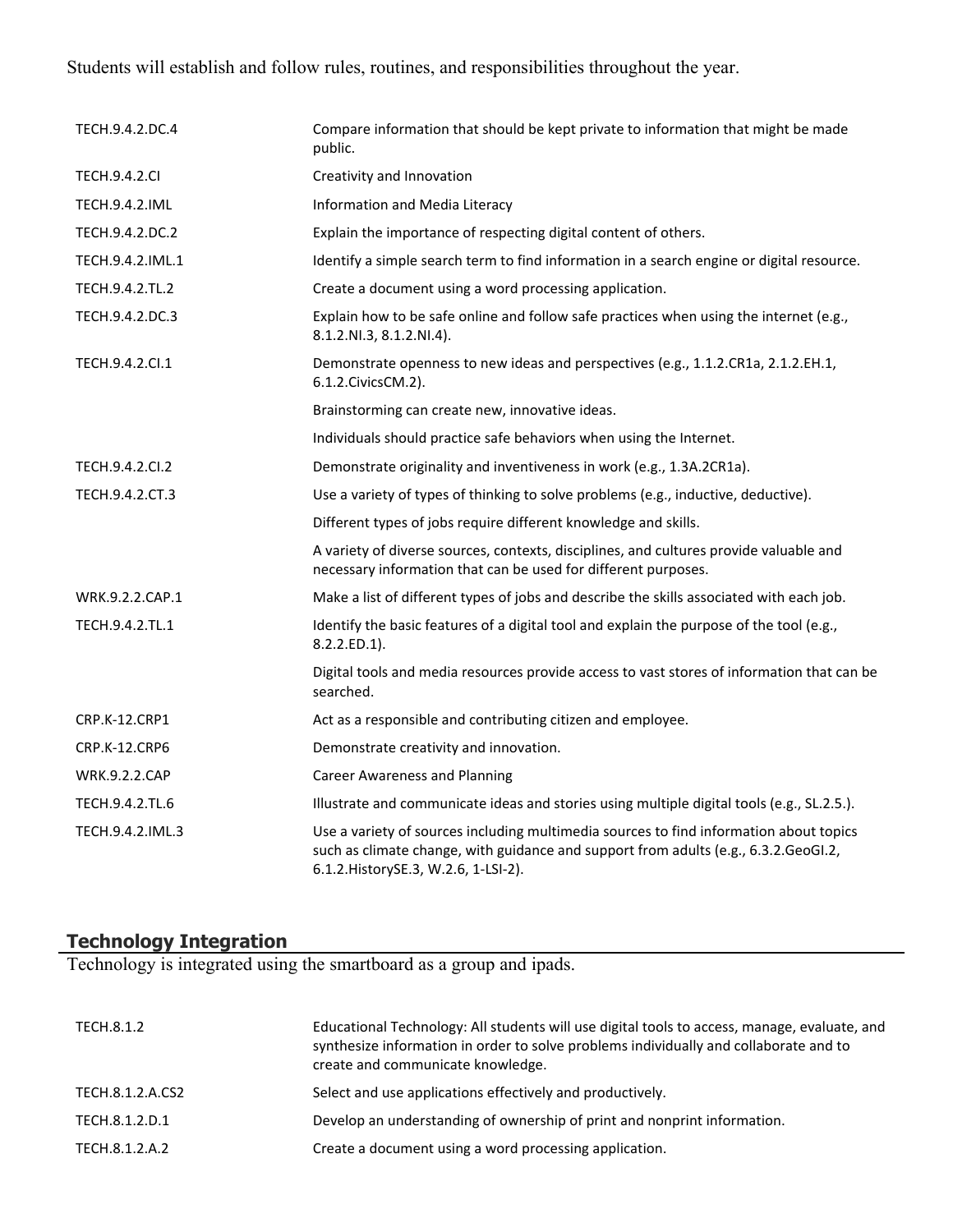Students will establish and follow rules, routines, and responsibilities throughout the year.

| | |
|---|---|
| TECH.9.4.2.DC.4 | Compare information that should be kept private to information that might be made public. |
| TECH.9.4.2.CI | Creativity and Innovation |
| TECH.9.4.2.IML | Information and Media Literacy |
| TECH.9.4.2.DC.2 | Explain the importance of respecting digital content of others. |
| TECH.9.4.2.IML.1 | Identify a simple search term to find information in a search engine or digital resource. |
| TECH.9.4.2.TL.2 | Create a document using a word processing application. |
| TECH.9.4.2.DC.3 | Explain how to be safe online and follow safe practices when using the internet (e.g., 8.1.2.NI.3, 8.1.2.NI.4). |
| TECH.9.4.2.CI.1 | Demonstrate openness to new ideas and perspectives (e.g., 1.1.2.CR1a, 2.1.2.EH.1, 6.1.2.CivicsCM.2). |
| | Brainstorming can create new, innovative ideas. |
| | Individuals should practice safe behaviors when using the Internet. |
| TECH.9.4.2.CI.2 | Demonstrate originality and inventiveness in work (e.g., 1.3A.2CR1a). |
| TECH.9.4.2.CT.3 | Use a variety of types of thinking to solve problems (e.g., inductive, deductive). |
| | Different types of jobs require different knowledge and skills. |
| | A variety of diverse sources, contexts, disciplines, and cultures provide valuable and necessary information that can be used for different purposes. |
| WRK.9.2.2.CAP.1 | Make a list of different types of jobs and describe the skills associated with each job. |
| TECH.9.4.2.TL.1 | Identify the basic features of a digital tool and explain the purpose of the tool (e.g., 8.2.2.ED.1). |
| | Digital tools and media resources provide access to vast stores of information that can be searched. |
| CRP.K-12.CRP1 | Act as a responsible and contributing citizen and employee. |
| CRP.K-12.CRP6 | Demonstrate creativity and innovation. |
| WRK.9.2.2.CAP | Career Awareness and Planning |
| TECH.9.4.2.TL.6 | Illustrate and communicate ideas and stories using multiple digital tools (e.g., SL.2.5.). |
| TECH.9.4.2.IML.3 | Use a variety of sources including multimedia sources to find information about topics such as climate change, with guidance and support from adults (e.g., 6.3.2.GeoGI.2, 6.1.2.HistorySE.3, W.2.6, 1-LSI-2). |

## Technology Integration

Technology is integrated using the smartboard as a group and ipads.

| | |
|---|---|
| TECH.8.1.2 | Educational Technology: All students will use digital tools to access, manage, evaluate, and synthesize information in order to solve problems individually and collaborate and to create and communicate knowledge. |
| TECH.8.1.2.A.CS2 | Select and use applications effectively and productively. |
| TECH.8.1.2.D.1 | Develop an understanding of ownership of print and nonprint information. |
| TECH.8.1.2.A.2 | Create a document using a word processing application. |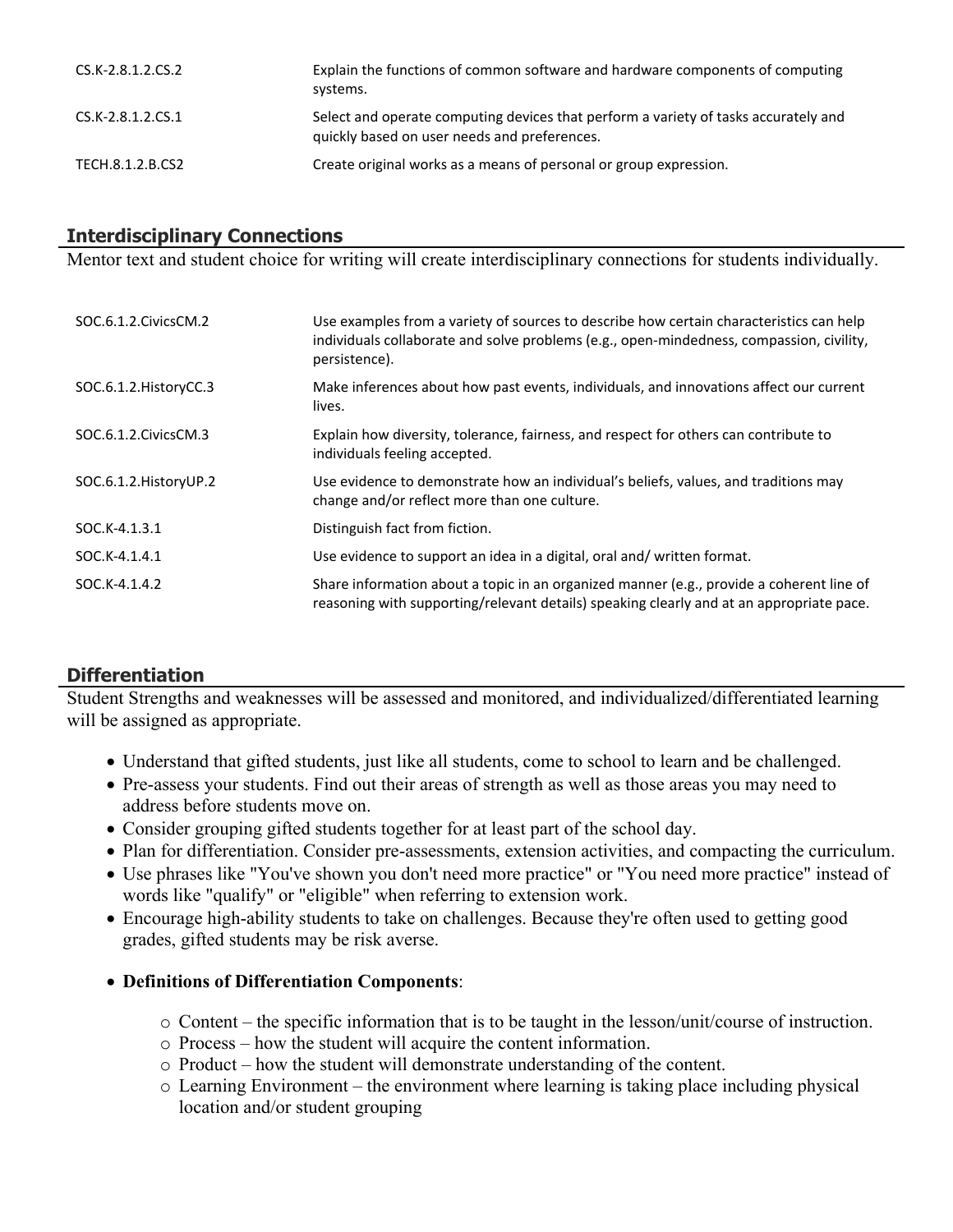| | |
|---|---|
| CS.K-2.8.1.2.CS.2 | Explain the functions of common software and hardware components of computing systems. |
| CS.K-2.8.1.2.CS.1 | Select and operate computing devices that perform a variety of tasks accurately and quickly based on user needs and preferences. |
| TECH.8.1.2.B.CS2 | Create original works as a means of personal or group expression. |

## Interdisciplinary Connections

Mentor text and student choice for writing will create interdisciplinary connections for students individually.

| | |
|---|---|
| SOC.6.1.2.CivicsCM.2 | Use examples from a variety of sources to describe how certain characteristics can help individuals collaborate and solve problems (e.g., open-mindedness, compassion, civility, persistence). |
| SOC.6.1.2.HistoryCC.3 | Make inferences about how past events, individuals, and innovations affect our current lives. |
| SOC.6.1.2.CivicsCM.3 | Explain how diversity, tolerance, fairness, and respect for others can contribute to individuals feeling accepted. |
| SOC.6.1.2.HistoryUP.2 | Use evidence to demonstrate how an individual's beliefs, values, and traditions may change and/or reflect more than one culture. |
| SOC.K-4.1.3.1 | Distinguish fact from fiction. |
| SOC.K-4.1.4.1 | Use evidence to support an idea in a digital, oral and/ written format. |
| SOC.K-4.1.4.2 | Share information about a topic in an organized manner (e.g., provide a coherent line of reasoning with supporting/relevant details) speaking clearly and at an appropriate pace. |

## Differentiation

Student Strengths and weaknesses will be assessed and monitored, and individualized/differentiated learning will be assigned as appropriate.

- Understand that gifted students, just like all students, come to school to learn and be challenged.
- Pre-assess your students. Find out their areas of strength as well as those areas you may need to address before students move on.
- Consider grouping gifted students together for at least part of the school day.
- Plan for differentiation. Consider pre-assessments, extension activities, and compacting the curriculum.
- Use phrases like "You've shown you don't need more practice" or "You need more practice" instead of words like "qualify" or "eligible" when referring to extension work.
- Encourage high-ability students to take on challenges. Because they're often used to getting good grades, gifted students may be risk averse.
- **Definitions of Differentiation Components**:
  - Content – the specific information that is to be taught in the lesson/unit/course of instruction.
  - Process – how the student will acquire the content information.
  - Product – how the student will demonstrate understanding of the content.
  - Learning Environment – the environment where learning is taking place including physical location and/or student grouping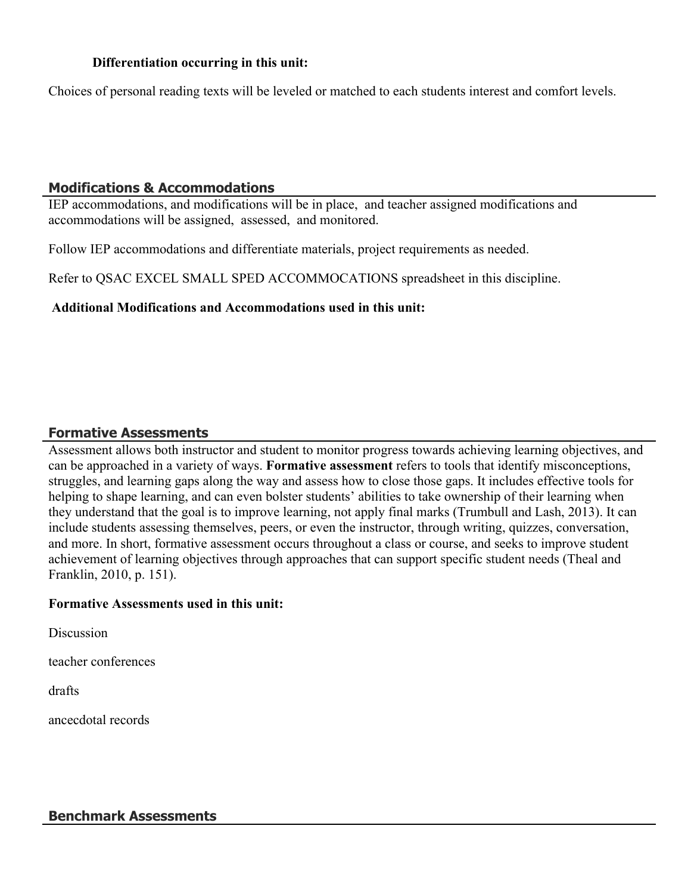**Differentiation occurring in this unit:**

Choices of personal reading texts will be leveled or matched to each students interest and comfort levels.

## Modifications & Accommodations

IEP accommodations, and modifications will be in place, and teacher assigned modifications and accommodations will be assigned, assessed, and monitored.

Follow IEP accommodations and differentiate materials, project requirements as needed.

Refer to QSAC EXCEL SMALL SPED ACCOMMOCATIONS spreadsheet in this discipline.

**Additional Modifications and Accommodations used in this unit:**

## Formative Assessments

Assessment allows both instructor and student to monitor progress towards achieving learning objectives, and can be approached in a variety of ways. **Formative assessment** refers to tools that identify misconceptions, struggles, and learning gaps along the way and assess how to close those gaps. It includes effective tools for helping to shape learning, and can even bolster students' abilities to take ownership of their learning when they understand that the goal is to improve learning, not apply final marks (Trumbull and Lash, 2013). It can include students assessing themselves, peers, or even the instructor, through writing, quizzes, conversation, and more. In short, formative assessment occurs throughout a class or course, and seeks to improve student achievement of learning objectives through approaches that can support specific student needs (Theal and Franklin, 2010, p. 151).

**Formative Assessments used in this unit:**

Discussion

teacher conferences

drafts

ancecdotal records

## Benchmark Assessments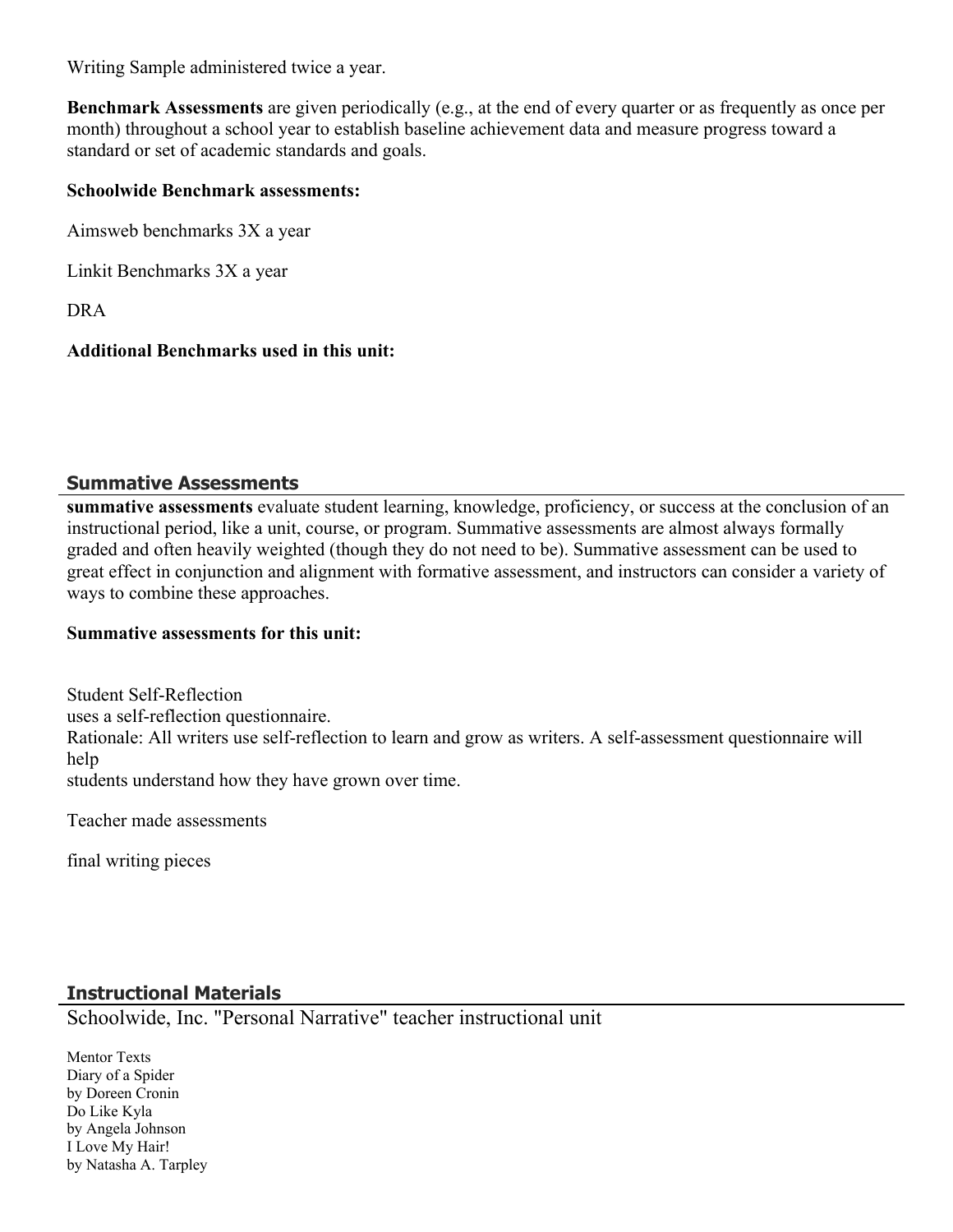Writing Sample administered twice a year.

**Benchmark Assessments** are given periodically (e.g., at the end of every quarter or as frequently as once per month) throughout a school year to establish baseline achievement data and measure progress toward a standard or set of academic standards and goals.

**Schoolwide Benchmark assessments:**

Aimsweb benchmarks 3X a year

Linkit Benchmarks 3X a year

DRA

**Additional Benchmarks used in this unit:**

## Summative Assessments

**summative assessments** evaluate student learning, knowledge, proficiency, or success at the conclusion of an instructional period, like a unit, course, or program. Summative assessments are almost always formally graded and often heavily weighted (though they do not need to be). Summative assessment can be used to great effect in conjunction and alignment with formative assessment, and instructors can consider a variety of ways to combine these approaches.

**Summative assessments for this unit:**

Student Self-Reflection
uses a self-reflection questionnaire.
Rationale: All writers use self-reflection to learn and grow as writers. A self-assessment questionnaire will help
students understand how they have grown over time.

Teacher made assessments

final writing pieces

## Instructional Materials

Schoolwide, Inc. "Personal Narrative" teacher instructional unit

Mentor Texts
Diary of a Spider
by Doreen Cronin
Do Like Kyla
by Angela Johnson
I Love My Hair!
by Natasha A. Tarpley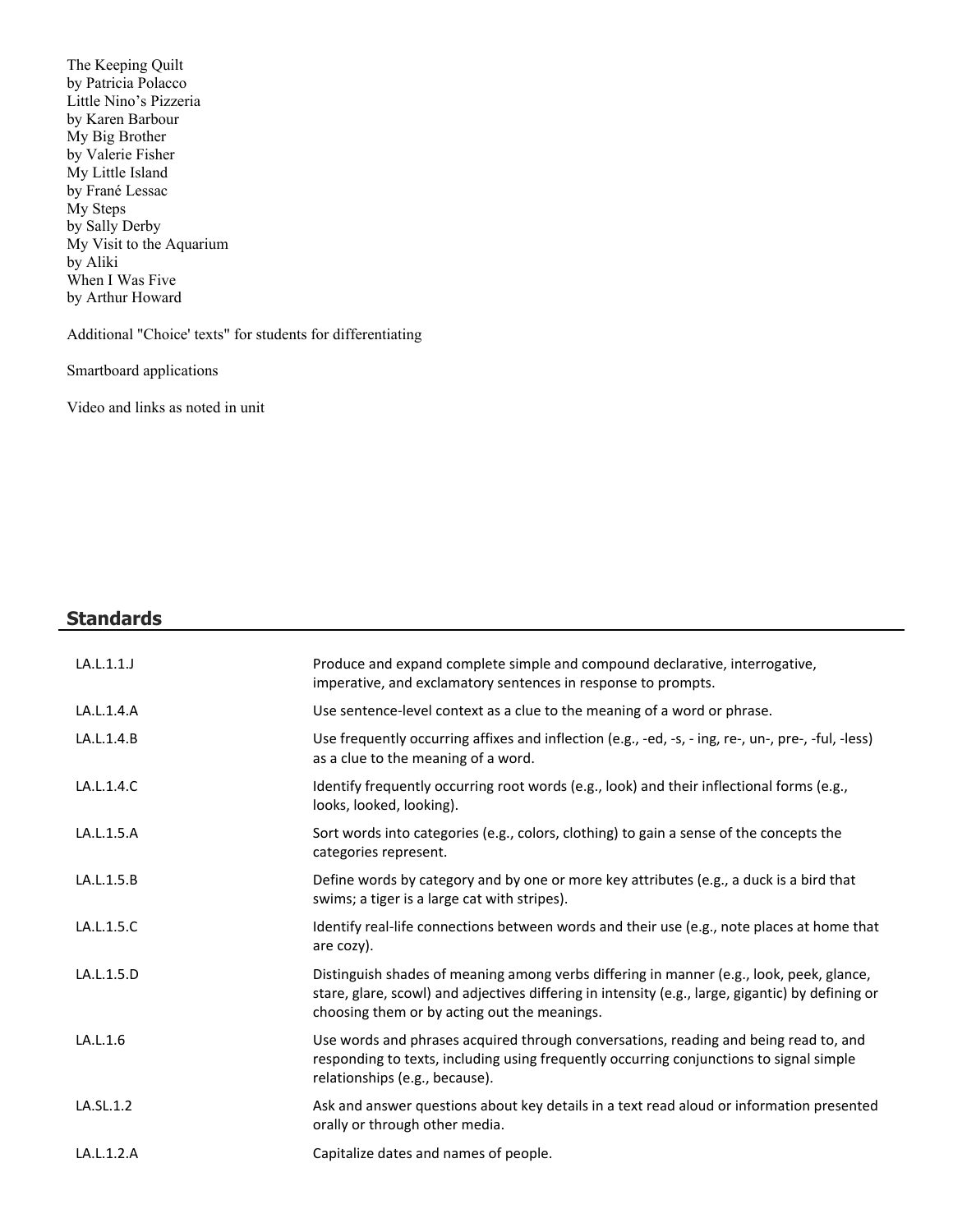The Keeping Quilt
by Patricia Polacco
Little Nino's Pizzeria
by Karen Barbour
My Big Brother
by Valerie Fisher
My Little Island
by Frané Lessac
My Steps
by Sally Derby
My Visit to the Aquarium
by Aliki
When I Was Five
by Arthur Howard

Additional "Choice' texts" for students for differentiating

Smartboard applications

Video and links as noted in unit

## Standards

| | |
|---|---|
| LA.L.1.1.J | Produce and expand complete simple and compound declarative, interrogative, imperative, and exclamatory sentences in response to prompts. |
| LA.L.1.4.A | Use sentence-level context as a clue to the meaning of a word or phrase. |
| LA.L.1.4.B | Use frequently occurring affixes and inflection (e.g., -ed, -s, - ing, re-, un-, pre-, -ful, -less) as a clue to the meaning of a word. |
| LA.L.1.4.C | Identify frequently occurring root words (e.g., look) and their inflectional forms (e.g., looks, looked, looking). |
| LA.L.1.5.A | Sort words into categories (e.g., colors, clothing) to gain a sense of the concepts the categories represent. |
| LA.L.1.5.B | Define words by category and by one or more key attributes (e.g., a duck is a bird that swims; a tiger is a large cat with stripes). |
| LA.L.1.5.C | Identify real-life connections between words and their use (e.g., note places at home that are cozy). |
| LA.L.1.5.D | Distinguish shades of meaning among verbs differing in manner (e.g., look, peek, glance, stare, glare, scowl) and adjectives differing in intensity (e.g., large, gigantic) by defining or choosing them or by acting out the meanings. |
| LA.L.1.6 | Use words and phrases acquired through conversations, reading and being read to, and responding to texts, including using frequently occurring conjunctions to signal simple relationships (e.g., because). |
| LA.SL.1.2 | Ask and answer questions about key details in a text read aloud or information presented orally or through other media. |
| LA.L.1.2.A | Capitalize dates and names of people. |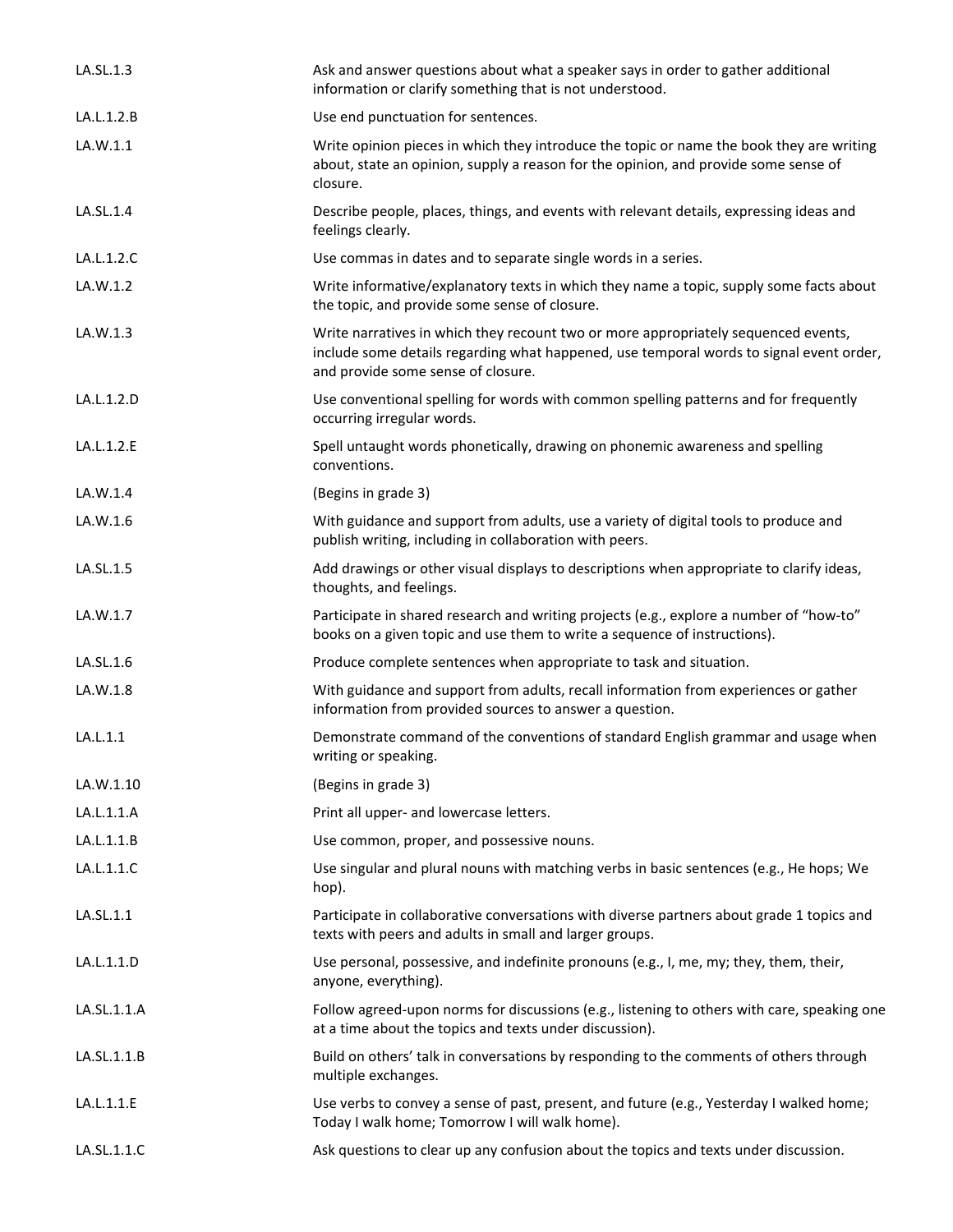| | |
|---|---|
| LA.SL.1.3 | Ask and answer questions about what a speaker says in order to gather additional information or clarify something that is not understood. |
| LA.L.1.2.B | Use end punctuation for sentences. |
| LA.W.1.1 | Write opinion pieces in which they introduce the topic or name the book they are writing about, state an opinion, supply a reason for the opinion, and provide some sense of closure. |
| LA.SL.1.4 | Describe people, places, things, and events with relevant details, expressing ideas and feelings clearly. |
| LA.L.1.2.C | Use commas in dates and to separate single words in a series. |
| LA.W.1.2 | Write informative/explanatory texts in which they name a topic, supply some facts about the topic, and provide some sense of closure. |
| LA.W.1.3 | Write narratives in which they recount two or more appropriately sequenced events, include some details regarding what happened, use temporal words to signal event order, and provide some sense of closure. |
| LA.L.1.2.D | Use conventional spelling for words with common spelling patterns and for frequently occurring irregular words. |
| LA.L.1.2.E | Spell untaught words phonetically, drawing on phonemic awareness and spelling conventions. |
| LA.W.1.4 | (Begins in grade 3) |
| LA.W.1.6 | With guidance and support from adults, use a variety of digital tools to produce and publish writing, including in collaboration with peers. |
| LA.SL.1.5 | Add drawings or other visual displays to descriptions when appropriate to clarify ideas, thoughts, and feelings. |
| LA.W.1.7 | Participate in shared research and writing projects (e.g., explore a number of "how-to" books on a given topic and use them to write a sequence of instructions). |
| LA.SL.1.6 | Produce complete sentences when appropriate to task and situation. |
| LA.W.1.8 | With guidance and support from adults, recall information from experiences or gather information from provided sources to answer a question. |
| LA.L.1.1 | Demonstrate command of the conventions of standard English grammar and usage when writing or speaking. |
| LA.W.1.10 | (Begins in grade 3) |
| LA.L.1.1.A | Print all upper- and lowercase letters. |
| LA.L.1.1.B | Use common, proper, and possessive nouns. |
| LA.L.1.1.C | Use singular and plural nouns with matching verbs in basic sentences (e.g., He hops; We hop). |
| LA.SL.1.1 | Participate in collaborative conversations with diverse partners about grade 1 topics and texts with peers and adults in small and larger groups. |
| LA.L.1.1.D | Use personal, possessive, and indefinite pronouns (e.g., I, me, my; they, them, their, anyone, everything). |
| LA.SL.1.1.A | Follow agreed-upon norms for discussions (e.g., listening to others with care, speaking one at a time about the topics and texts under discussion). |
| LA.SL.1.1.B | Build on others' talk in conversations by responding to the comments of others through multiple exchanges. |
| LA.L.1.1.E | Use verbs to convey a sense of past, present, and future (e.g., Yesterday I walked home; Today I walk home; Tomorrow I will walk home). |
| LA.SL.1.1.C | Ask questions to clear up any confusion about the topics and texts under discussion. |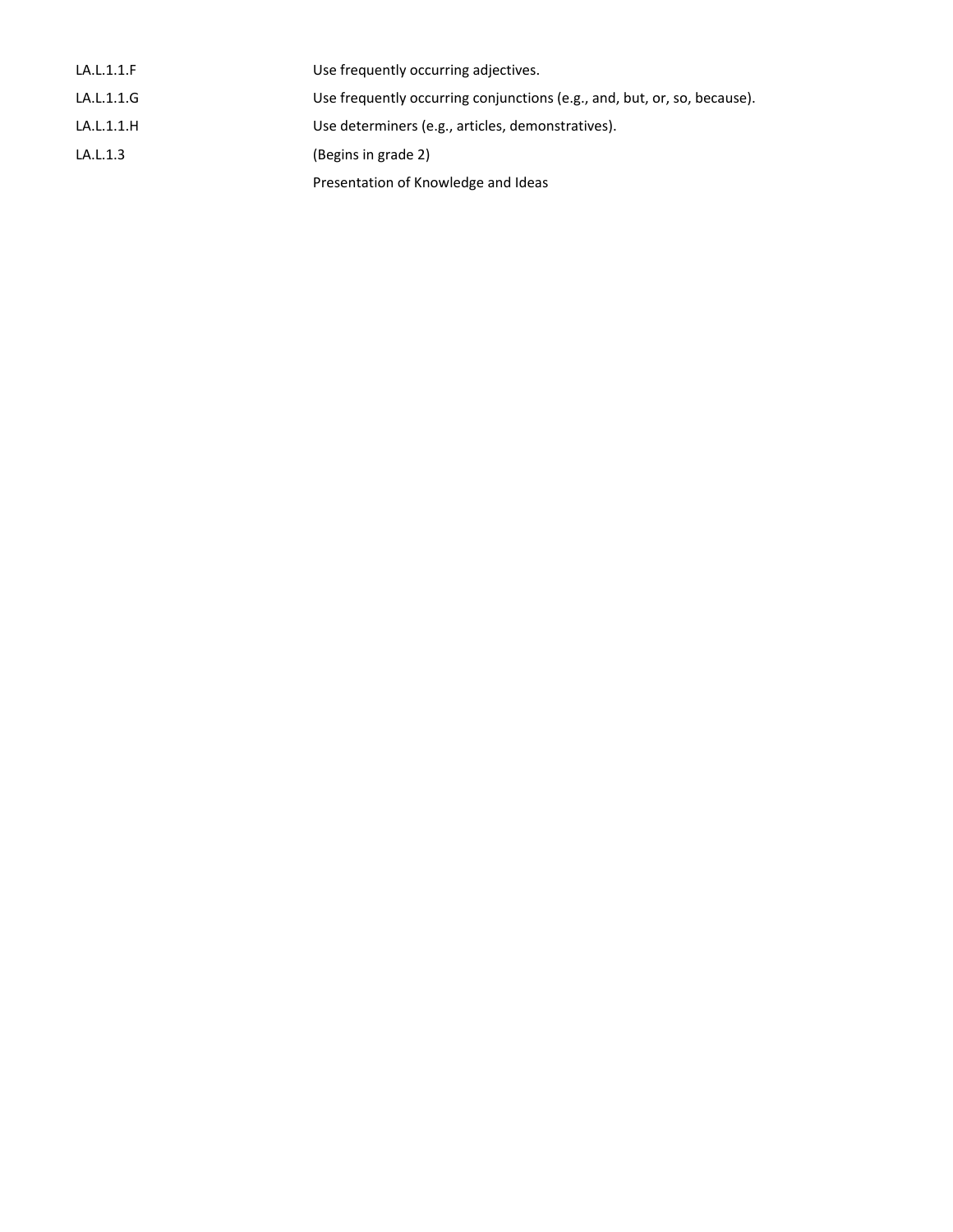| | |
|---|---|
| LA.L.1.1.F | Use frequently occurring adjectives. |
| LA.L.1.1.G | Use frequently occurring conjunctions (e.g., and, but, or, so, because). |
| LA.L.1.1.H | Use determiners (e.g., articles, demonstratives). |
| LA.L.1.3 | (Begins in grade 2) |
| | Presentation of Knowledge and Ideas |